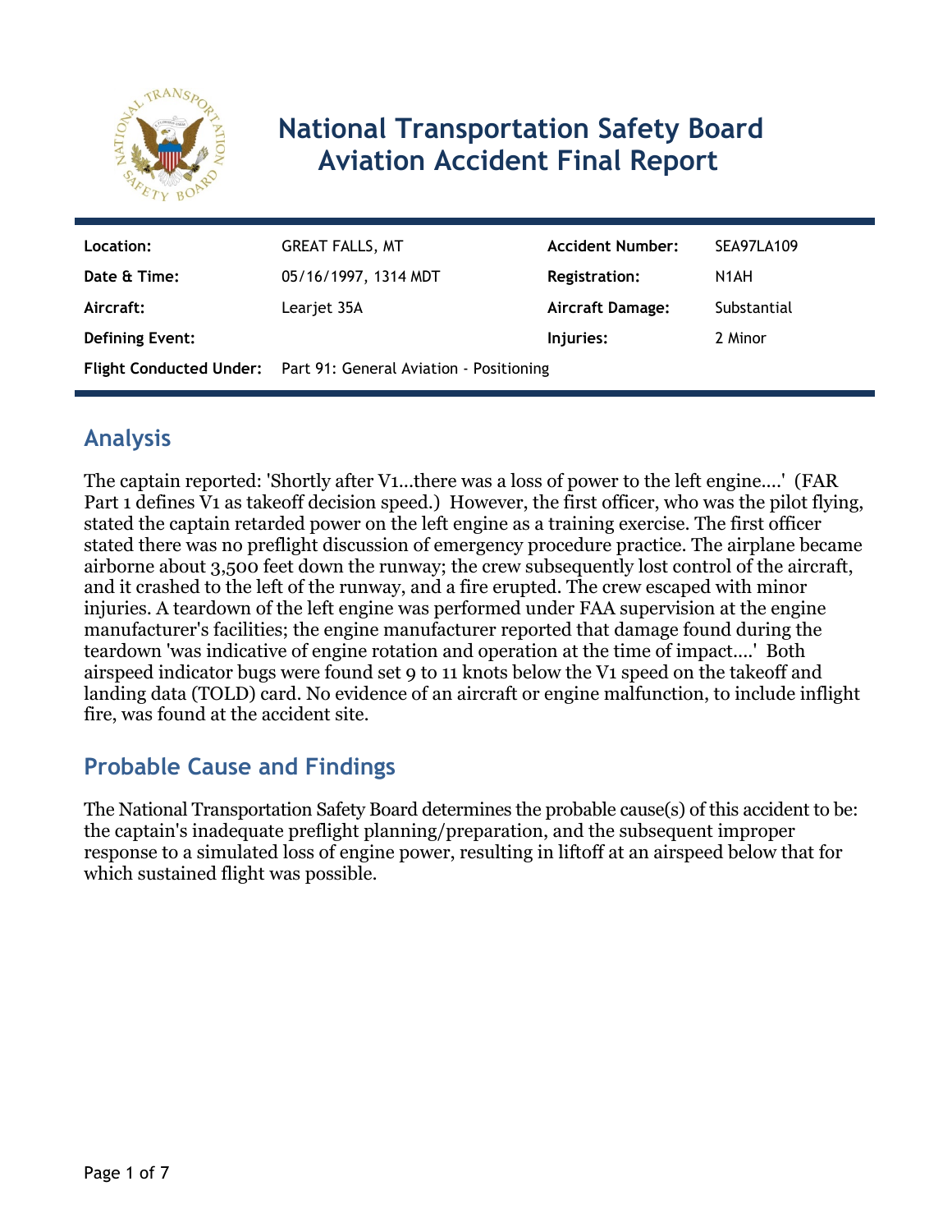# National Transportation Safety Board Aviation Accident Final Report

| | | | |
|---|---|---|---|
| **Location:** | GREAT FALLS, MT | **Accident Number:** | SEA97LA109 |
| **Date & Time:** | 05/16/1997, 1314 MDT | **Registration:** | N1AH |
| **Aircraft:** | Learjet 35A | **Aircraft Damage:** | Substantial |
| **Defining Event:** | | **Injuries:** | 2 Minor |
| **Flight Conducted Under:** | Part 91: General Aviation - Positioning | | |

## Analysis

The captain reported: 'Shortly after V1...there was a loss of power to the left engine....' (FAR Part 1 defines V1 as takeoff decision speed.) However, the first officer, who was the pilot flying, stated the captain retarded power on the left engine as a training exercise. The first officer stated there was no preflight discussion of emergency procedure practice. The airplane became airborne about 3,500 feet down the runway; the crew subsequently lost control of the aircraft, and it crashed to the left of the runway, and a fire erupted. The crew escaped with minor injuries. A teardown of the left engine was performed under FAA supervision at the engine manufacturer's facilities; the engine manufacturer reported that damage found during the teardown 'was indicative of engine rotation and operation at the time of impact....' Both airspeed indicator bugs were found set 9 to 11 knots below the V1 speed on the takeoff and landing data (TOLD) card. No evidence of an aircraft or engine malfunction, to include inflight fire, was found at the accident site.

## Probable Cause and Findings

The National Transportation Safety Board determines the probable cause(s) of this accident to be: the captain's inadequate preflight planning/preparation, and the subsequent improper response to a simulated loss of engine power, resulting in liftoff at an airspeed below that for which sustained flight was possible.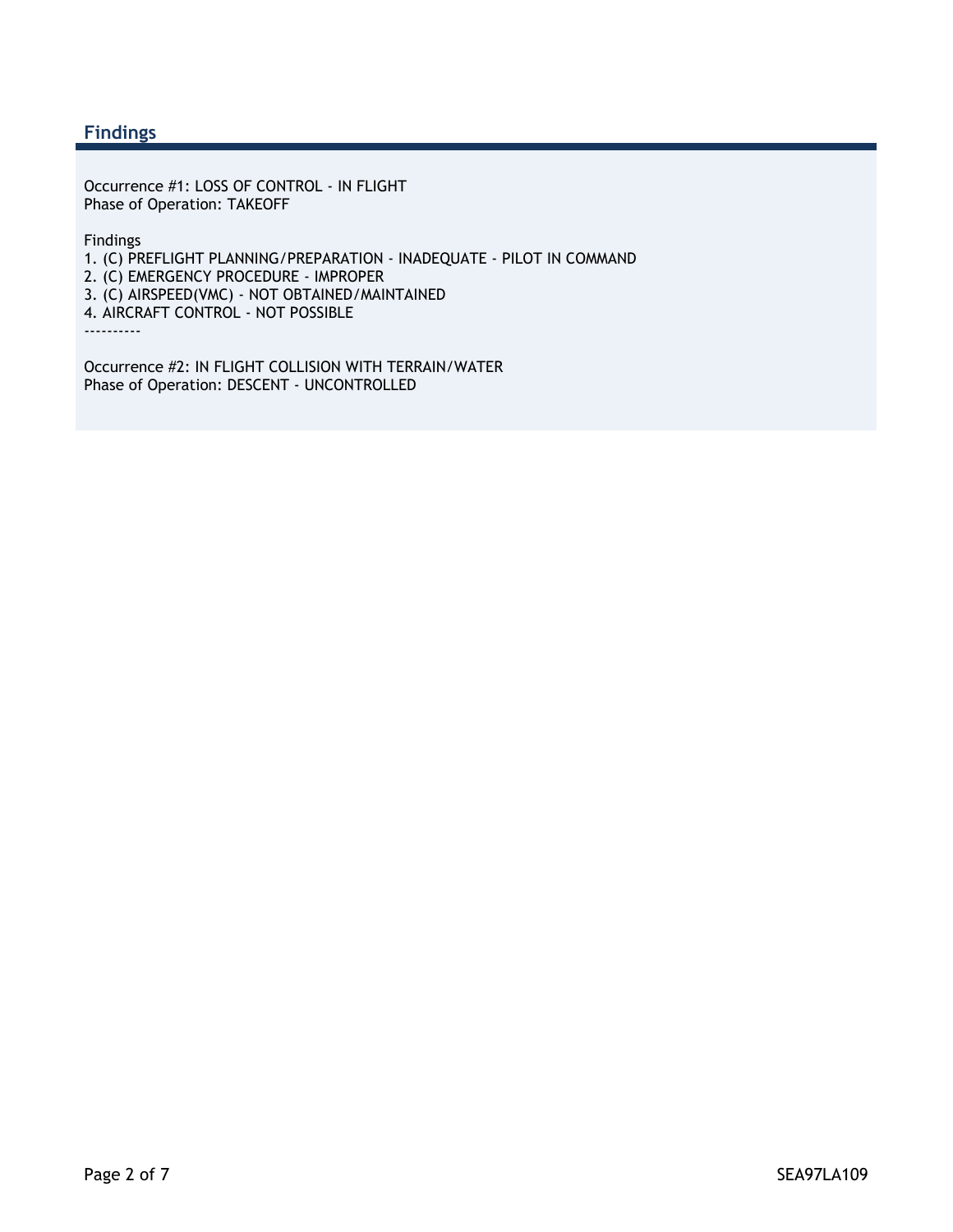## Findings

Occurrence #1: LOSS OF CONTROL - IN FLIGHT
Phase of Operation: TAKEOFF

Findings
1. (C) PREFLIGHT PLANNING/PREPARATION - INADEQUATE - PILOT IN COMMAND
2. (C) EMERGENCY PROCEDURE - IMPROPER
3. (C) AIRSPEED(VMC) - NOT OBTAINED/MAINTAINED
4. AIRCRAFT CONTROL - NOT POSSIBLE

----------

Occurrence #2: IN FLIGHT COLLISION WITH TERRAIN/WATER
Phase of Operation: DESCENT - UNCONTROLLED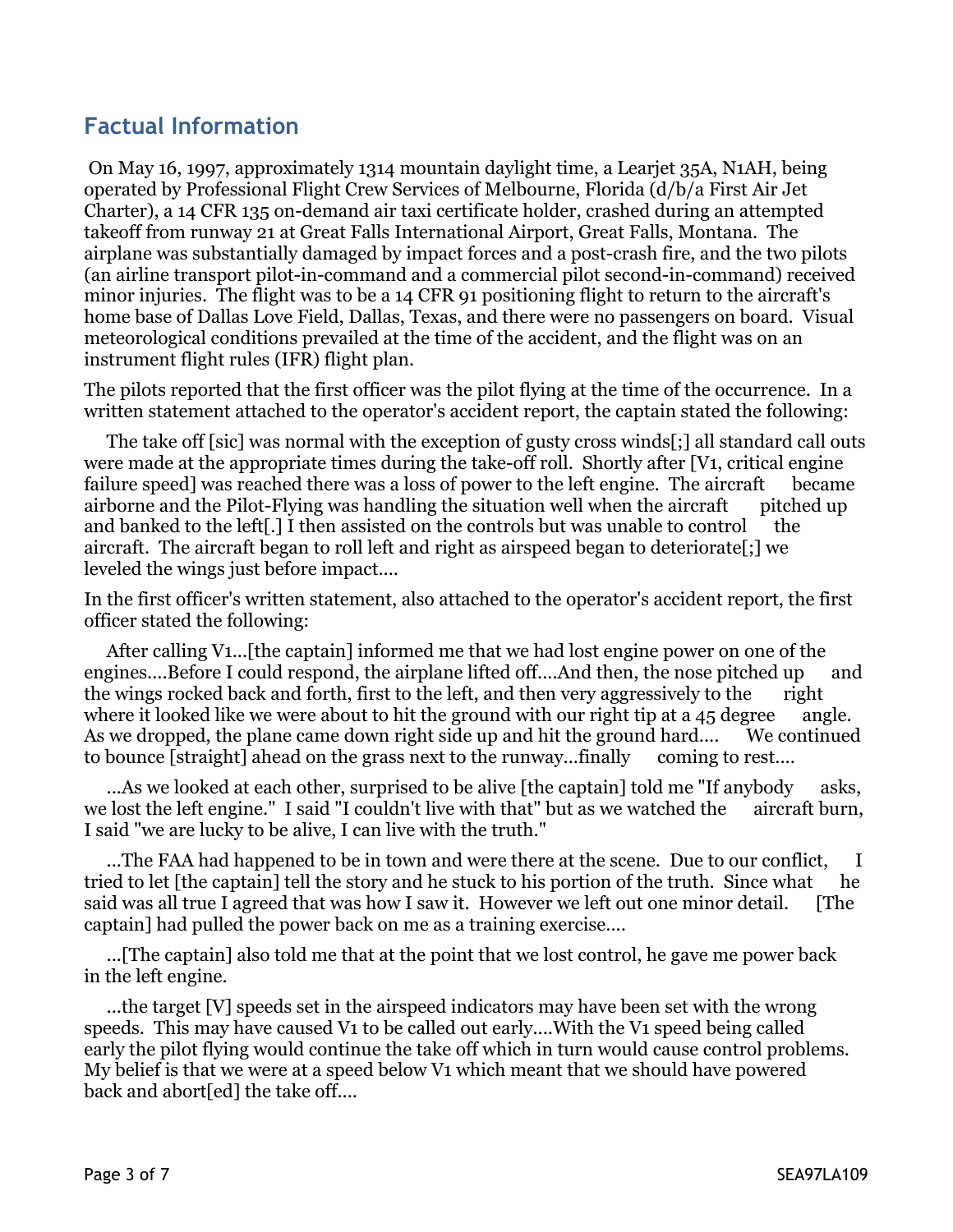## Factual Information

On May 16, 1997, approximately 1314 mountain daylight time, a Learjet 35A, N1AH, being operated by Professional Flight Crew Services of Melbourne, Florida (d/b/a First Air Jet Charter), a 14 CFR 135 on-demand air taxi certificate holder, crashed during an attempted takeoff from runway 21 at Great Falls International Airport, Great Falls, Montana. The airplane was substantially damaged by impact forces and a post-crash fire, and the two pilots (an airline transport pilot-in-command and a commercial pilot second-in-command) received minor injuries. The flight was to be a 14 CFR 91 positioning flight to return to the aircraft's home base of Dallas Love Field, Dallas, Texas, and there were no passengers on board. Visual meteorological conditions prevailed at the time of the accident, and the flight was on an instrument flight rules (IFR) flight plan.

The pilots reported that the first officer was the pilot flying at the time of the occurrence. In a written statement attached to the operator's accident report, the captain stated the following:

> The take off [sic] was normal with the exception of gusty cross winds[;] all standard call outs were made at the appropriate times during the take-off roll. Shortly after [V1, critical engine failure speed] was reached there was a loss of power to the left engine. The aircraft became airborne and the Pilot-Flying was handling the situation well when the aircraft pitched up and banked to the left[.] I then assisted on the controls but was unable to control the aircraft. The aircraft began to roll left and right as airspeed began to deteriorate[;] we leveled the wings just before impact....

In the first officer's written statement, also attached to the operator's accident report, the first officer stated the following:

> After calling V1...[the captain] informed me that we had lost engine power on one of the engines....Before I could respond, the airplane lifted off....And then, the nose pitched up and the wings rocked back and forth, first to the left, and then very aggressively to the right where it looked like we were about to hit the ground with our right tip at a 45 degree angle. As we dropped, the plane came down right side up and hit the ground hard.... We continued to bounce [straight] ahead on the grass next to the runway...finally coming to rest....
>
> ...As we looked at each other, surprised to be alive [the captain] told me "If anybody asks, we lost the left engine." I said "I couldn't live with that" but as we watched the aircraft burn, I said "we are lucky to be alive, I can live with the truth."
>
> ...The FAA had happened to be in town and were there at the scene. Due to our conflict, I tried to let [the captain] tell the story and he stuck to his portion of the truth. Since what he said was all true I agreed that was how I saw it. However we left out one minor detail. [The captain] had pulled the power back on me as a training exercise....
>
> ...[The captain] also told me that at the point that we lost control, he gave me power back in the left engine.
>
> ...the target [V] speeds set in the airspeed indicators may have been set with the wrong speeds. This may have caused V1 to be called out early....With the V1 speed being called early the pilot flying would continue the take off which in turn would cause control problems. My belief is that we were at a speed below V1 which meant that we should have powered back and abort[ed] the take off....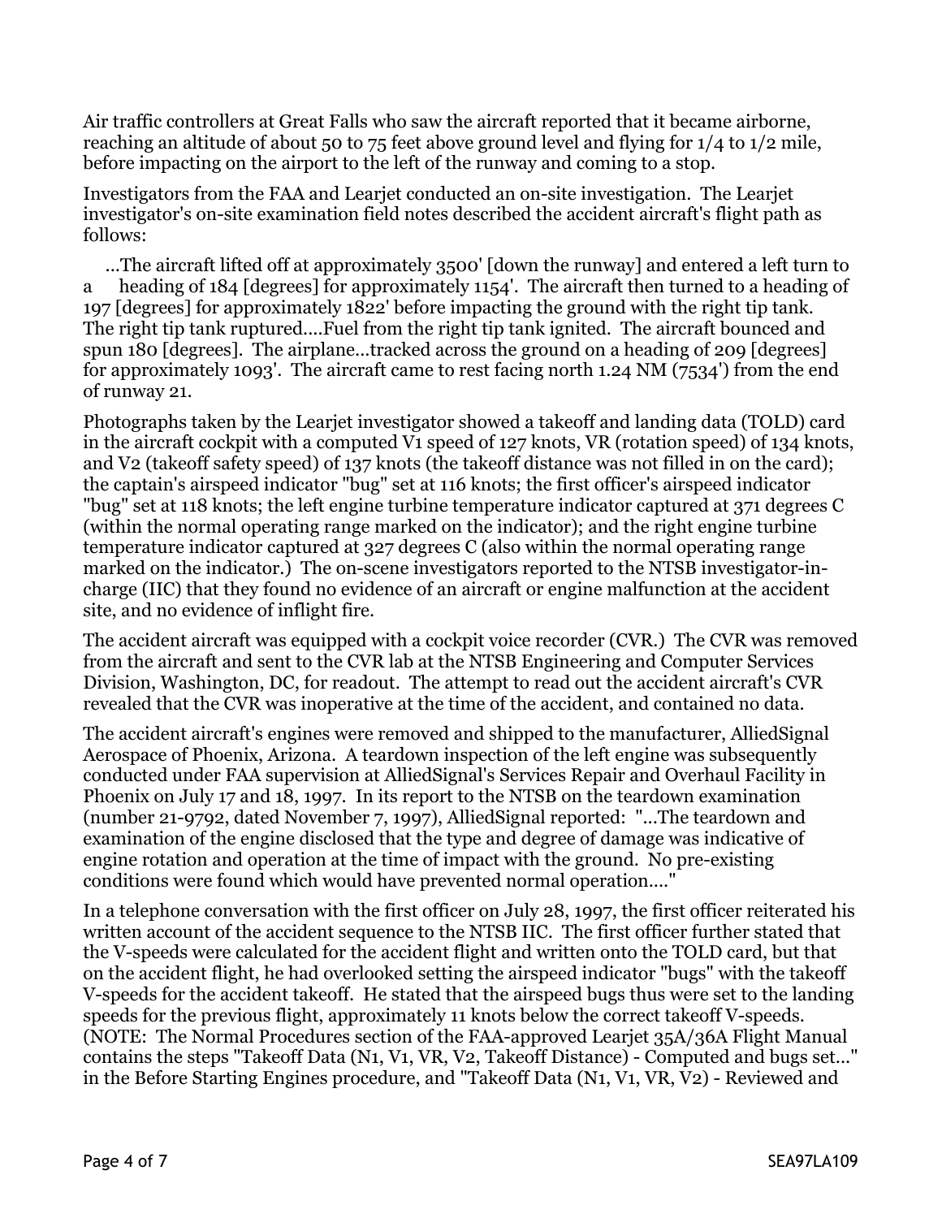Air traffic controllers at Great Falls who saw the aircraft reported that it became airborne, reaching an altitude of about 50 to 75 feet above ground level and flying for 1/4 to 1/2 mile, before impacting on the airport to the left of the runway and coming to a stop.

Investigators from the FAA and Learjet conducted an on-site investigation. The Learjet investigator's on-site examination field notes described the accident aircraft's flight path as follows:

> ...The aircraft lifted off at approximately 3500' [down the runway] and entered a left turn to a heading of 184 [degrees] for approximately 1154'. The aircraft then turned to a heading of 197 [degrees] for approximately 1822' before impacting the ground with the right tip tank. The right tip tank ruptured....Fuel from the right tip tank ignited. The aircraft bounced and spun 180 [degrees]. The airplane...tracked across the ground on a heading of 209 [degrees] for approximately 1093'. The aircraft came to rest facing north 1.24 NM (7534') from the end of runway 21.

Photographs taken by the Learjet investigator showed a takeoff and landing data (TOLD) card in the aircraft cockpit with a computed V1 speed of 127 knots, VR (rotation speed) of 134 knots, and V2 (takeoff safety speed) of 137 knots (the takeoff distance was not filled in on the card); the captain's airspeed indicator "bug" set at 116 knots; the first officer's airspeed indicator "bug" set at 118 knots; the left engine turbine temperature indicator captured at 371 degrees C (within the normal operating range marked on the indicator); and the right engine turbine temperature indicator captured at 327 degrees C (also within the normal operating range marked on the indicator.) The on-scene investigators reported to the NTSB investigator-in-charge (IIC) that they found no evidence of an aircraft or engine malfunction at the accident site, and no evidence of inflight fire.

The accident aircraft was equipped with a cockpit voice recorder (CVR.) The CVR was removed from the aircraft and sent to the CVR lab at the NTSB Engineering and Computer Services Division, Washington, DC, for readout. The attempt to read out the accident aircraft's CVR revealed that the CVR was inoperative at the time of the accident, and contained no data.

The accident aircraft's engines were removed and shipped to the manufacturer, AlliedSignal Aerospace of Phoenix, Arizona. A teardown inspection of the left engine was subsequently conducted under FAA supervision at AlliedSignal's Services Repair and Overhaul Facility in Phoenix on July 17 and 18, 1997. In its report to the NTSB on the teardown examination (number 21-9792, dated November 7, 1997), AlliedSignal reported: "...The teardown and examination of the engine disclosed that the type and degree of damage was indicative of engine rotation and operation at the time of impact with the ground. No pre-existing conditions were found which would have prevented normal operation...."

In a telephone conversation with the first officer on July 28, 1997, the first officer reiterated his written account of the accident sequence to the NTSB IIC. The first officer further stated that the V-speeds were calculated for the accident flight and written onto the TOLD card, but that on the accident flight, he had overlooked setting the airspeed indicator "bugs" with the takeoff V-speeds for the accident takeoff. He stated that the airspeed bugs thus were set to the landing speeds for the previous flight, approximately 11 knots below the correct takeoff V-speeds. (NOTE: The Normal Procedures section of the FAA-approved Learjet 35A/36A Flight Manual contains the steps "Takeoff Data (N1, V1, VR, V2, Takeoff Distance) - Computed and bugs set..." in the Before Starting Engines procedure, and "Takeoff Data (N1, V1, VR, V2) - Reviewed and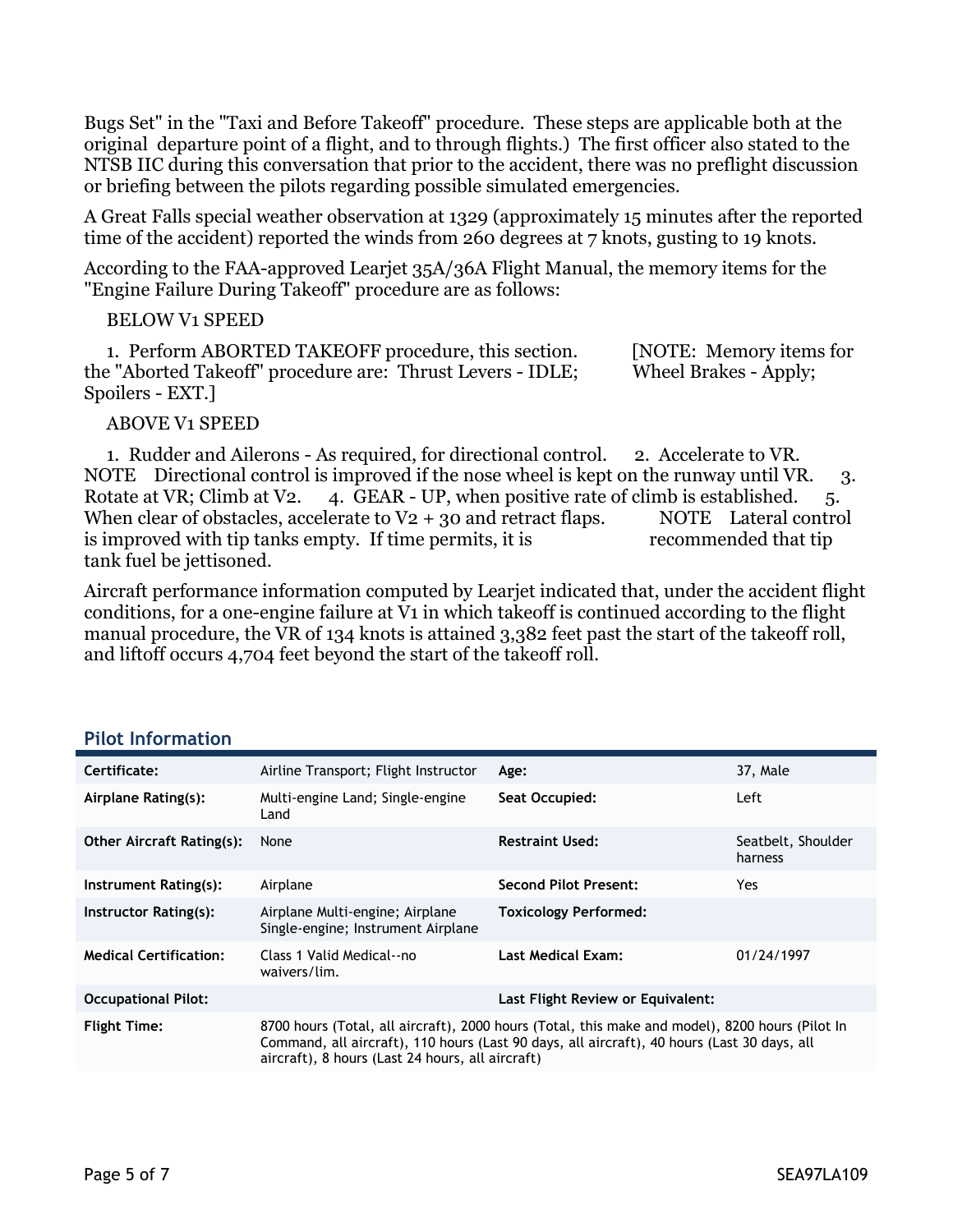Bugs Set" in the "Taxi and Before Takeoff" procedure. These steps are applicable both at the original departure point of a flight, and to through flights.) The first officer also stated to the NTSB IIC during this conversation that prior to the accident, there was no preflight discussion or briefing between the pilots regarding possible simulated emergencies.

A Great Falls special weather observation at 1329 (approximately 15 minutes after the reported time of the accident) reported the winds from 260 degrees at 7 knots, gusting to 19 knots.

According to the FAA-approved Learjet 35A/36A Flight Manual, the memory items for the "Engine Failure During Takeoff" procedure are as follows:

BELOW V1 SPEED

1. Perform ABORTED TAKEOFF procedure, this section. [NOTE: Memory items for the "Aborted Takeoff" procedure are: Thrust Levers - IDLE; Wheel Brakes - Apply; Spoilers - EXT.]

ABOVE V1 SPEED

1. Rudder and Ailerons - As required, for directional control. 2. Accelerate to VR. NOTE Directional control is improved if the nose wheel is kept on the runway until VR. 3. Rotate at VR; Climb at V2. 4. GEAR - UP, when positive rate of climb is established. 5. When clear of obstacles, accelerate to V2 + 30 and retract flaps. NOTE Lateral control is improved with tip tanks empty. If time permits, it is recommended that tip tank fuel be jettisoned.

Aircraft performance information computed by Learjet indicated that, under the accident flight conditions, for a one-engine failure at V1 in which takeoff is continued according to the flight manual procedure, the VR of 134 knots is attained 3,382 feet past the start of the takeoff roll, and liftoff occurs 4,704 feet beyond the start of the takeoff roll.

## Pilot Information

| | | | |
|---|---|---|---|
| **Certificate:** | Airline Transport; Flight Instructor | **Age:** | 37, Male |
| **Airplane Rating(s):** | Multi-engine Land; Single-engine Land | **Seat Occupied:** | Left |
| **Other Aircraft Rating(s):** | None | **Restraint Used:** | Seatbelt, Shoulder harness |
| **Instrument Rating(s):** | Airplane | **Second Pilot Present:** | Yes |
| **Instructor Rating(s):** | Airplane Multi-engine; Airplane Single-engine; Instrument Airplane | **Toxicology Performed:** | |
| **Medical Certification:** | Class 1 Valid Medical--no waivers/lim. | **Last Medical Exam:** | 01/24/1997 |
| **Occupational Pilot:** | | **Last Flight Review or Equivalent:** | |
| **Flight Time:** | 8700 hours (Total, all aircraft), 2000 hours (Total, this make and model), 8200 hours (Pilot In Command, all aircraft), 110 hours (Last 90 days, all aircraft), 40 hours (Last 30 days, all aircraft), 8 hours (Last 24 hours, all aircraft) | | |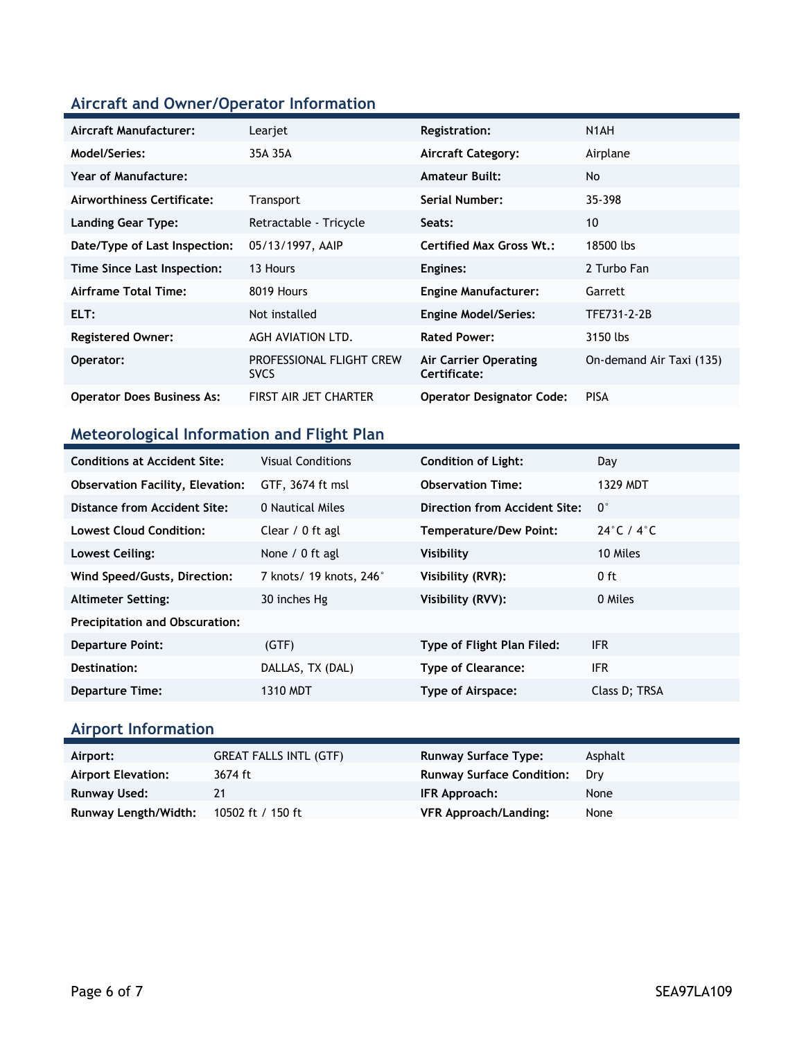## Aircraft and Owner/Operator Information

| | | | |
|---|---|---|---|
| **Aircraft Manufacturer:** | Learjet | **Registration:** | N1AH |
| **Model/Series:** | 35A 35A | **Aircraft Category:** | Airplane |
| **Year of Manufacture:** | | **Amateur Built:** | No |
| **Airworthiness Certificate:** | Transport | **Serial Number:** | 35-398 |
| **Landing Gear Type:** | Retractable - Tricycle | **Seats:** | 10 |
| **Date/Type of Last Inspection:** | 05/13/1997, AAIP | **Certified Max Gross Wt.:** | 18500 lbs |
| **Time Since Last Inspection:** | 13 Hours | **Engines:** | 2 Turbo Fan |
| **Airframe Total Time:** | 8019 Hours | **Engine Manufacturer:** | Garrett |
| **ELT:** | Not installed | **Engine Model/Series:** | TFE731-2-2B |
| **Registered Owner:** | AGH AVIATION LTD. | **Rated Power:** | 3150 lbs |
| **Operator:** | PROFESSIONAL FLIGHT CREW SVCS | **Air Carrier Operating Certificate:** | On-demand Air Taxi (135) |
| **Operator Does Business As:** | FIRST AIR JET CHARTER | **Operator Designator Code:** | PISA |

## Meteorological Information and Flight Plan

| | | | |
|---|---|---|---|
| **Conditions at Accident Site:** | Visual Conditions | **Condition of Light:** | Day |
| **Observation Facility, Elevation:** | GTF, 3674 ft msl | **Observation Time:** | 1329 MDT |
| **Distance from Accident Site:** | 0 Nautical Miles | **Direction from Accident Site:** | 0° |
| **Lowest Cloud Condition:** | Clear / 0 ft agl | **Temperature/Dew Point:** | 24°C / 4°C |
| **Lowest Ceiling:** | None / 0 ft agl | **Visibility** | 10 Miles |
| **Wind Speed/Gusts, Direction:** | 7 knots/ 19 knots, 246° | **Visibility (RVR):** | 0 ft |
| **Altimeter Setting:** | 30 inches Hg | **Visibility (RVV):** | 0 Miles |
| **Precipitation and Obscuration:** | | | |
| **Departure Point:** | (GTF) | **Type of Flight Plan Filed:** | IFR |
| **Destination:** | DALLAS, TX (DAL) | **Type of Clearance:** | IFR |
| **Departure Time:** | 1310 MDT | **Type of Airspace:** | Class D; TRSA |

## Airport Information

| | | | |
|---|---|---|---|
| **Airport:** | GREAT FALLS INTL (GTF) | **Runway Surface Type:** | Asphalt |
| **Airport Elevation:** | 3674 ft | **Runway Surface Condition:** | Dry |
| **Runway Used:** | 21 | **IFR Approach:** | None |
| **Runway Length/Width:** | 10502 ft / 150 ft | **VFR Approach/Landing:** | None |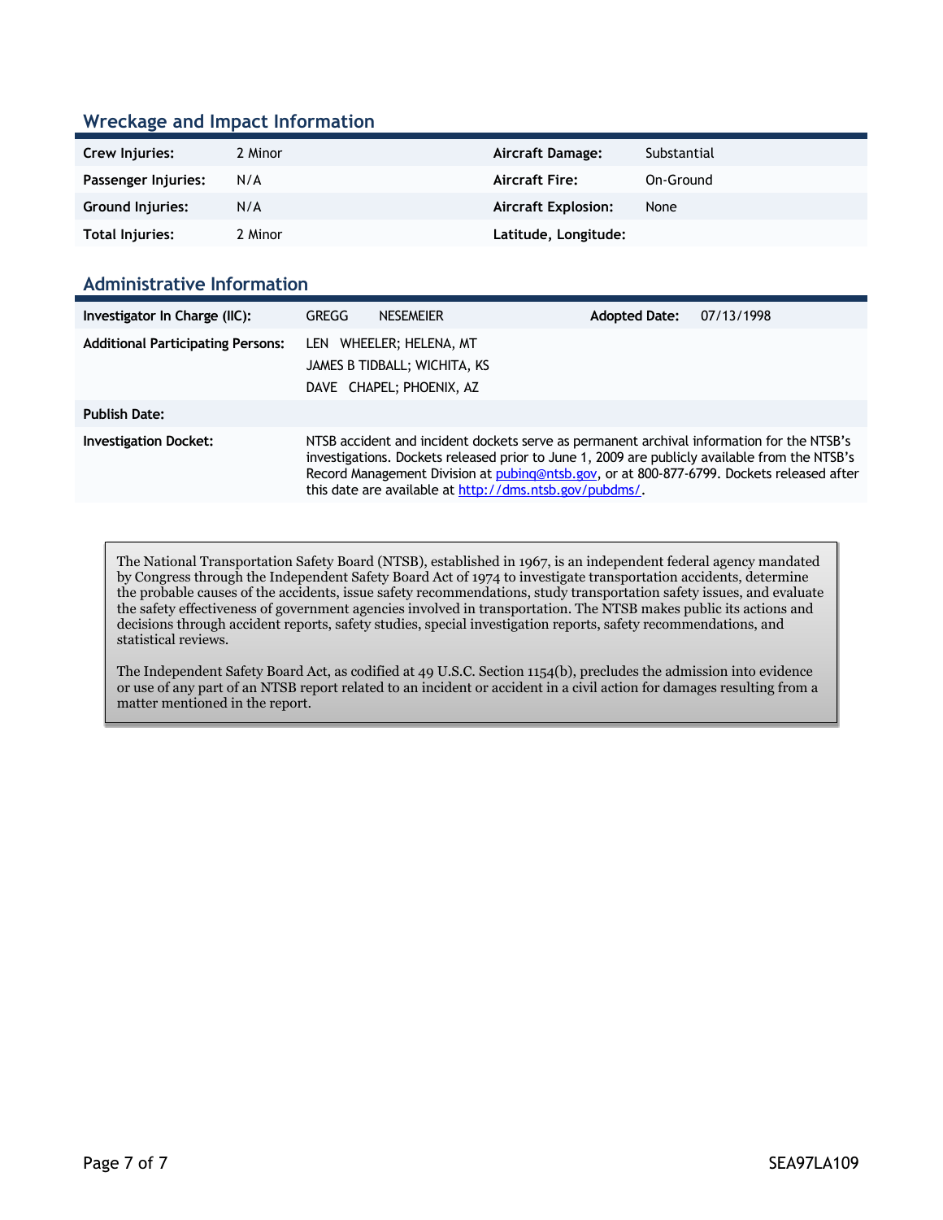## Wreckage and Impact Information

| | | | |
|---|---|---|---|
| **Crew Injuries:** | 2 Minor | **Aircraft Damage:** | Substantial |
| **Passenger Injuries:** | N/A | **Aircraft Fire:** | On-Ground |
| **Ground Injuries:** | N/A | **Aircraft Explosion:** | None |
| **Total Injuries:** | 2 Minor | **Latitude, Longitude:** | |

## Administrative Information

| | | | |
|---|---|---|---|
| **Investigator In Charge (IIC):** | GREGG NESEMEIER | **Adopted Date:** | 07/13/1998 |
| **Additional Participating Persons:** | LEN WHEELER; HELENA, MT<br>JAMES B TIDBALL; WICHITA, KS<br>DAVE CHAPEL; PHOENIX, AZ | | |
| **Publish Date:** | | | |
| **Investigation Docket:** | NTSB accident and incident dockets serve as permanent archival information for the NTSB's investigations. Dockets released prior to June 1, 2009 are publicly available from the NTSB's Record Management Division at pubinq@ntsb.gov, or at 800-877-6799. Dockets released after this date are available at http://dms.ntsb.gov/pubdms/. | | |

The National Transportation Safety Board (NTSB), established in 1967, is an independent federal agency mandated by Congress through the Independent Safety Board Act of 1974 to investigate transportation accidents, determine the probable causes of the accidents, issue safety recommendations, study transportation safety issues, and evaluate the safety effectiveness of government agencies involved in transportation. The NTSB makes public its actions and decisions through accident reports, safety studies, special investigation reports, safety recommendations, and statistical reviews.

The Independent Safety Board Act, as codified at 49 U.S.C. Section 1154(b), precludes the admission into evidence or use of any part of an NTSB report related to an incident or accident in a civil action for damages resulting from a matter mentioned in the report.